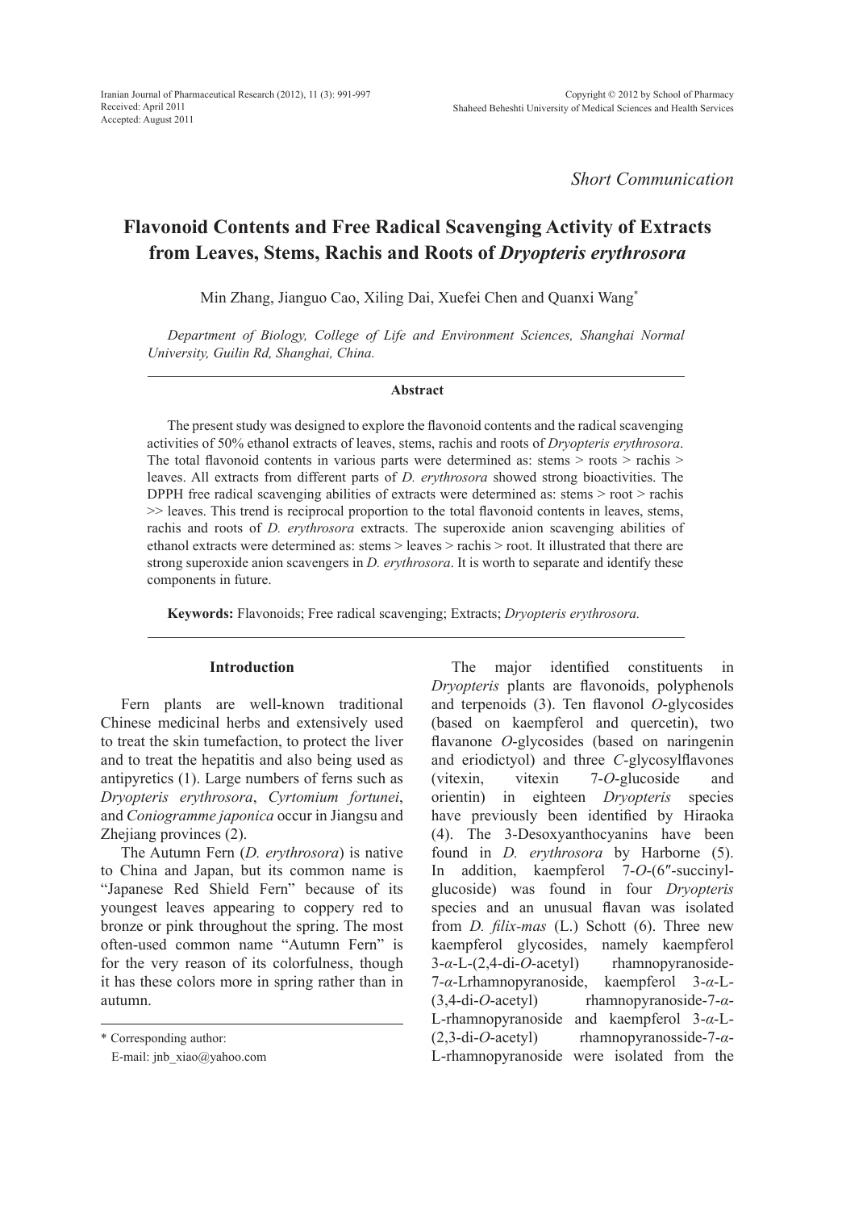Short Communication

# Flavonoid Contents and Free Radical Scavenging Activity of Extracts from Leaves, Stems, Rachis and Roots of *Dryopteris erythrosora*

Min Zhang, Jianguo Cao, Xiling Dai, Xuefei Chen and Quanxi Wang*

*Department of Biology, College of Life and Environment Sciences, Shanghai Normal University, Guilin Rd, Shanghai, China.*

## Abstract

The present study was designed to explore the flavonoid contents and the radical scavenging activities of 50% ethanol extracts of leaves, stems, rachis and roots of *Dryopteris erythrosora*. The total flavonoid contents in various parts were determined as: stems > roots > rachis > leaves. All extracts from different parts of *D. erythrosora* showed strong bioactivities. The DPPH free radical scavenging abilities of extracts were determined as: stems > root > rachis >> leaves. This trend is reciprocal proportion to the total flavonoid contents in leaves, stems, rachis and roots of *D. erythrosora* extracts. The superoxide anion scavenging abilities of ethanol extracts were determined as: stems > leaves > rachis > root. It illustrated that there are strong superoxide anion scavengers in *D. erythrosora*. It is worth to separate and identify these components in future.

**Keywords:** Flavonoids; Free radical scavenging; Extracts; *Dryopteris erythrosora.*

## Introduction

Fern plants are well-known traditional Chinese medicinal herbs and extensively used to treat the skin tumefaction, to protect the liver and to treat the hepatitis and also being used as antipyretics (1). Large numbers of ferns such as *Dryopteris erythrosora*, *Cyrtomium fortunei*, and *Coniogramme japonica* occur in Jiangsu and Zhejiang provinces (2).

The Autumn Fern (*D. erythrosora*) is native to China and Japan, but its common name is "Japanese Red Shield Fern" because of its youngest leaves appearing to coppery red to bronze or pink throughout the spring. The most often-used common name "Autumn Fern" is for the very reason of its colorfulness, though it has these colors more in spring rather than in autumn.

The major identified constituents in *Dryopteris* plants are flavonoids, polyphenols and terpenoids (3). Ten flavonol *O*-glycosides (based on kaempferol and quercetin), two flavanone *O*-glycosides (based on naringenin and eriodictyol) and three *C*-glycosylflavones (vitexin, vitexin 7-*O*-glucoside and orientin) in eighteen *Dryopteris* species have previously been identified by Hiraoka (4). The 3-Desoxyanthocyanins have been found in *D. erythrosora* by Harborne (5). In addition, kaempferol 7-*O*-(6″-succinyl-glucoside) was found in four *Dryopteris* species and an unusual flavan was isolated from *D. filix-mas* (L.) Schott (6). Three new kaempferol glycosides, namely kaempferol 3-*α*-L-(2,4-di-*O*-acetyl) rhamnopyranoside-7-*α*-Lrhamnopyranoside, kaempferol 3-*α*-L-(3,4-di-*O*-acetyl) rhamnopyranoside-7-*α*-L-rhamnopyranoside and kaempferol 3-*α*-L-(2,3-di-*O*-acetyl) rhamnopyranosside-7-*α*-L-rhamnopyranoside were isolated from the

\* Corresponding author:
E-mail: jnb_xiao@yahoo.com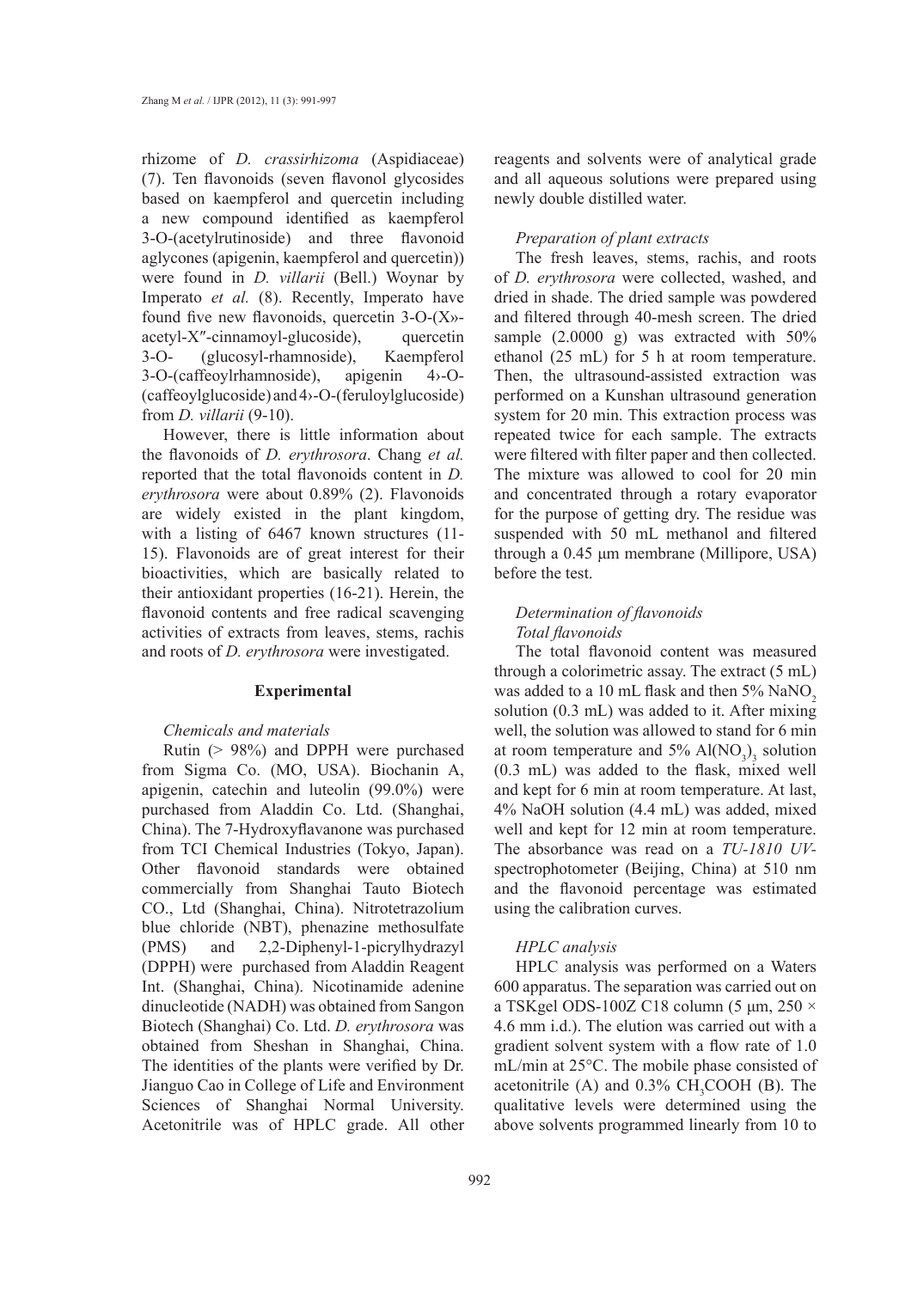rhizome of *D. crassirhizoma* (Aspidiaceae) (7). Ten flavonoids (seven flavonol glycosides based on kaempferol and quercetin including a new compound identified as kaempferol 3-O-(acetylrutinoside) and three flavonoid aglycones (apigenin, kaempferol and quercetin)) were found in *D. villarii* (Bell.) Woynar by Imperato *et al.* (8). Recently, Imperato have found five new flavonoids, quercetin 3-O-(X»-acetyl-X″-cinnamoyl-glucoside), quercetin 3-O- (glucosyl-rhamnoside), Kaempferol 3-O-(caffeoylrhamnoside), apigenin 4›-O-(caffeoylglucoside) and 4›-O-(feruloylglucoside) from *D. villarii* (9-10).

However, there is little information about the flavonoids of *D. erythrosora*. Chang *et al.* reported that the total flavonoids content in *D. erythrosora* were about 0.89% (2). Flavonoids are widely existed in the plant kingdom, with a listing of 6467 known structures (11-15). Flavonoids are of great interest for their bioactivities, which are basically related to their antioxidant properties (16-21). Herein, the flavonoid contents and free radical scavenging activities of extracts from leaves, stems, rachis and roots of *D. erythrosora* were investigated.

## Experimental

### *Chemicals and materials*

Rutin (> 98%) and DPPH were purchased from Sigma Co. (MO, USA). Biochanin A, apigenin, catechin and luteolin (99.0%) were purchased from Aladdin Co. Ltd. (Shanghai, China). The 7-Hydroxyflavanone was purchased from TCI Chemical Industries (Tokyo, Japan). Other flavonoid standards were obtained commercially from Shanghai Tauto Biotech CO., Ltd (Shanghai, China). Nitrotetrazolium blue chloride (NBT), phenazine methosulfate (PMS) and 2,2-Diphenyl-1-picrylhydrazyl (DPPH) were purchased from Aladdin Reagent Int. (Shanghai, China). Nicotinamide adenine dinucleotide (NADH) was obtained from Sangon Biotech (Shanghai) Co. Ltd. *D. erythrosora* was obtained from Sheshan in Shanghai, China. The identities of the plants were verified by Dr. Jianguo Cao in College of Life and Environment Sciences of Shanghai Normal University. Acetonitrile was of HPLC grade. All other reagents and solvents were of analytical grade and all aqueous solutions were prepared using newly double distilled water.

### *Preparation of plant extracts*

The fresh leaves, stems, rachis, and roots of *D. erythrosora* were collected, washed, and dried in shade. The dried sample was powdered and filtered through 40-mesh screen. The dried sample (2.0000 g) was extracted with 50% ethanol (25 mL) for 5 h at room temperature. Then, the ultrasound-assisted extraction was performed on a Kunshan ultrasound generation system for 20 min. This extraction process was repeated twice for each sample. The extracts were filtered with filter paper and then collected. The mixture was allowed to cool for 20 min and concentrated through a rotary evaporator for the purpose of getting dry. The residue was suspended with 50 mL methanol and filtered through a 0.45 µm membrane (Millipore, USA) before the test.

### *Determination of flavonoids*

#### *Total flavonoids*

The total flavonoid content was measured through a colorimetric assay. The extract (5 mL) was added to a 10 mL flask and then 5% $NaNO_2$ solution (0.3 mL) was added to it. After mixing well, the solution was allowed to stand for 6 min at room temperature and 5% $Al(NO_3)_3$ solution (0.3 mL) was added to the flask, mixed well and kept for 6 min at room temperature. At last, 4% NaOH solution (4.4 mL) was added, mixed well and kept for 12 min at room temperature. The absorbance was read on a *TU-1810 UV*-spectrophotometer (Beijing, China) at 510 nm and the flavonoid percentage was estimated using the calibration curves.

#### *HPLC analysis*

HPLC analysis was performed on a Waters 600 apparatus. The separation was carried out on a TSKgel ODS-100Z C18 column (5 µm, 250 × 4.6 mm i.d.). The elution was carried out with a gradient solvent system with a flow rate of 1.0 mL/min at 25°C. The mobile phase consisted of acetonitrile (A) and 0.3% $CH_3COOH$ (B). The qualitative levels were determined using the above solvents programmed linearly from 10 to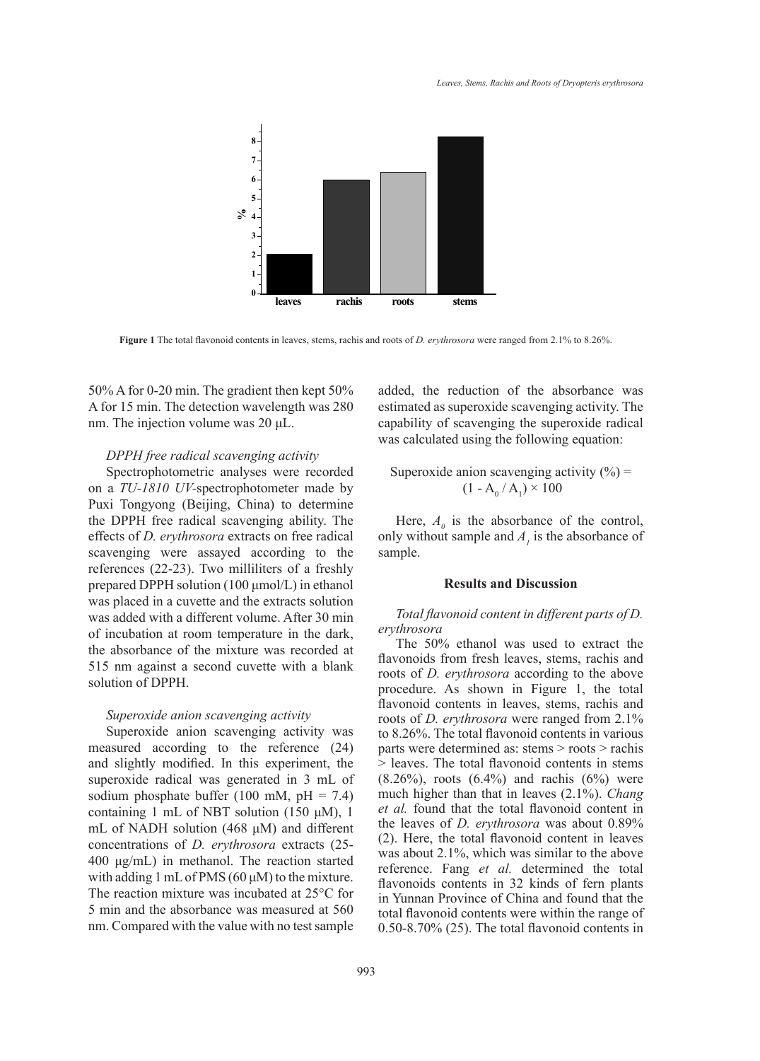**Figure 1** The total flavonoid contents in leaves, stems, rachis and roots of *D. erythrosora* were ranged from 2.1% to 8.26%.

50% A for 0-20 min. The gradient then kept 50% A for 15 min. The detection wavelength was 280 nm. The injection volume was 20 μL.

### *DPPH free radical scavenging activity*

Spectrophotometric analyses were recorded on a *TU-1810 UV*-spectrophotometer made by Puxi Tongyong (Beijing, China) to determine the DPPH free radical scavenging ability. The effects of *D. erythrosora* extracts on free radical scavenging were assayed according to the references (22-23). Two milliliters of a freshly prepared DPPH solution (100 μmol/L) in ethanol was placed in a cuvette and the extracts solution was added with a different volume. After 30 min of incubation at room temperature in the dark, the absorbance of the mixture was recorded at 515 nm against a second cuvette with a blank solution of DPPH.

### *Superoxide anion scavenging activity*

Superoxide anion scavenging activity was measured according to the reference (24) and slightly modified. In this experiment, the superoxide radical was generated in 3 mL of sodium phosphate buffer (100 mM, pH = 7.4) containing 1 mL of NBT solution (150 μM), 1 mL of NADH solution (468 μM) and different concentrations of *D. erythrosora* extracts (25-400 μg/mL) in methanol. The reaction started with adding 1 mL of PMS (60 μM) to the mixture. The reaction mixture was incubated at 25°C for 5 min and the absorbance was measured at 560 nm. Compared with the value with no test sample added, the reduction of the absorbance was estimated as superoxide scavenging activity. The capability of scavenging the superoxide radical was calculated using the following equation:

$$\text{Superoxide anion scavenging activity (\%)} = (1 - A_0 / A_1) \times 100$$

Here, $A_0$ is the absorbance of the control, only without sample and $A_1$ is the absorbance of sample.

## Results and Discussion

### *Total flavonoid content in different parts of D. erythrosora*

The 50% ethanol was used to extract the flavonoids from fresh leaves, stems, rachis and roots of *D. erythrosora* according to the above procedure. As shown in Figure 1, the total flavonoid contents in leaves, stems, rachis and roots of *D. erythrosora* were ranged from 2.1% to 8.26%. The total flavonoid contents in various parts were determined as: stems > roots > rachis > leaves. The total flavonoid contents in stems (8.26%), roots (6.4%) and rachis (6%) were much higher than that in leaves (2.1%). *Chang et al.* found that the total flavonoid content in the leaves of *D. erythrosora* was about 0.89% (2). Here, the total flavonoid content in leaves was about 2.1%, which was similar to the above reference. Fang *et al.* determined the total flavonoids contents in 32 kinds of fern plants in Yunnan Province of China and found that the total flavonoid contents were within the range of 0.50-8.70% (25). The total flavonoid contents in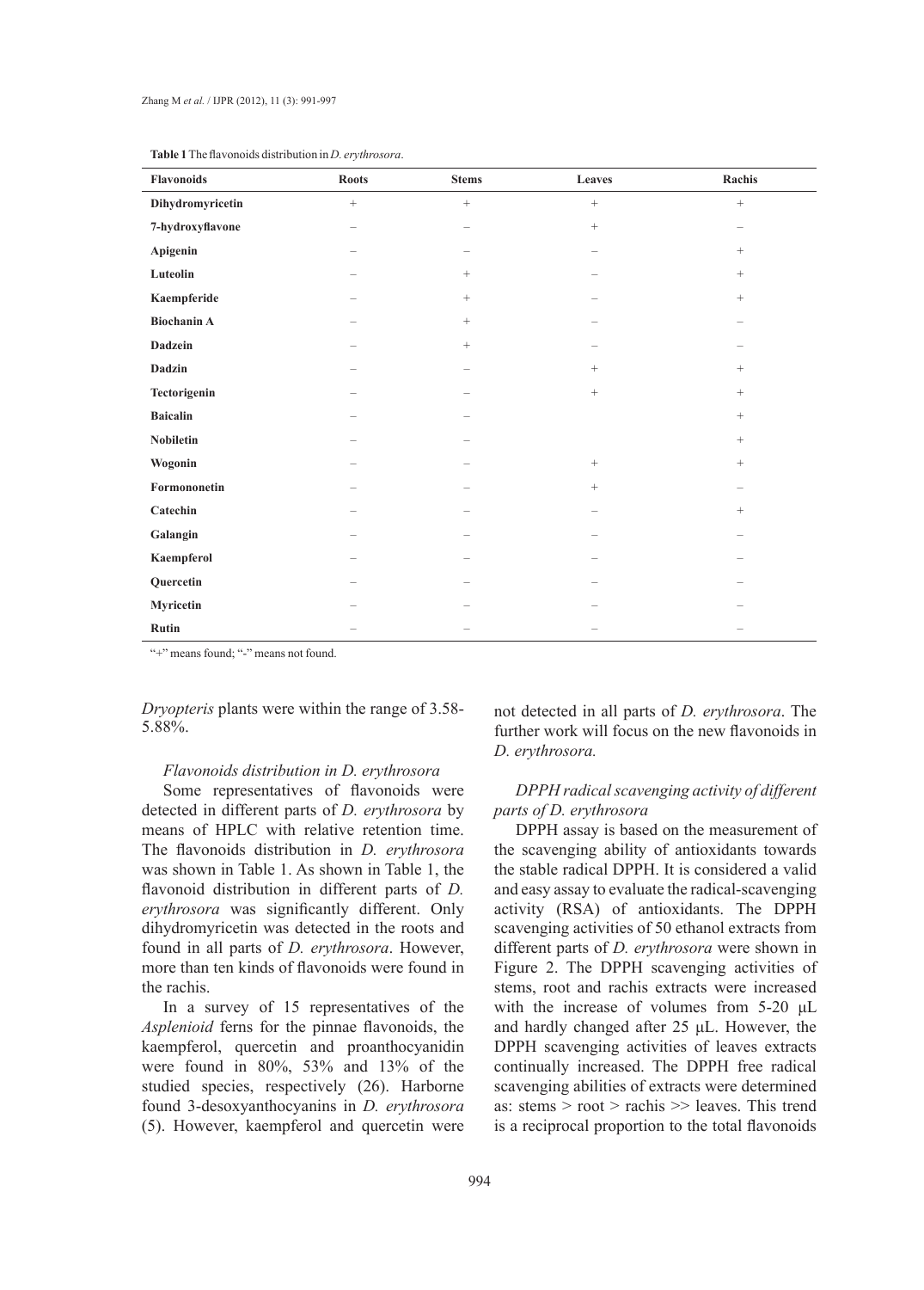**Table 1** The flavonoids distribution in *D. erythrosora*.

| Flavonoids | Roots | Stems | Leaves | Rachis |
|---|---|---|---|---|
| **Dihydromyricetin** | + | + | + | + |
| **7-hydroxyflavone** | – | – | + | – |
| **Apigenin** | – | – | – | + |
| **Luteolin** | – | + | – | + |
| **Kaempferide** | – | + | – | + |
| **Biochanin A** | – | + | – | – |
| **Dadzein** | – | + | – | – |
| **Dadzin** | – | – | + | + |
| **Tectorigenin** | – | – | + | + |
| **Baicalin** | – | – | | + |
| **Nobiletin** | – | – | | + |
| **Wogonin** | – | – | + | + |
| **Formononetin** | – | – | + | – |
| **Catechin** | – | – | – | + |
| **Galangin** | – | – | – | – |
| **Kaempferol** | – | – | – | – |
| **Quercetin** | – | – | – | – |
| **Myricetin** | – | – | – | – |
| **Rutin** | – | – | – | – |

"+" means found; "-" means not found.

*Dryopteris* plants were within the range of 3.58-5.88%.

*Flavonoids distribution in D. erythrosora*

Some representatives of flavonoids were detected in different parts of *D. erythrosora* by means of HPLC with relative retention time. The flavonoids distribution in *D. erythrosora* was shown in Table 1. As shown in Table 1, the flavonoid distribution in different parts of *D. erythrosora* was significantly different. Only dihydromyricetin was detected in the roots and found in all parts of *D. erythrosora*. However, more than ten kinds of flavonoids were found in the rachis.

In a survey of 15 representatives of the *Asplenioid* ferns for the pinnae flavonoids, the kaempferol, quercetin and proanthocyanidin were found in 80%, 53% and 13% of the studied species, respectively (26). Harborne found 3-desoxyanthocyanins in *D. erythrosora* (5). However, kaempferol and quercetin were not detected in all parts of *D. erythrosora*. The further work will focus on the new flavonoids in *D. erythrosora.*

*DPPH radical scavenging activity of different parts of D. erythrosora*

DPPH assay is based on the measurement of the scavenging ability of antioxidants towards the stable radical DPPH. It is considered a valid and easy assay to evaluate the radical-scavenging activity (RSA) of antioxidants. The DPPH scavenging activities of 50 ethanol extracts from different parts of *D. erythrosora* were shown in Figure 2. The DPPH scavenging activities of stems, root and rachis extracts were increased with the increase of volumes from 5-20 μL and hardly changed after 25 μL. However, the DPPH scavenging activities of leaves extracts continually increased. The DPPH free radical scavenging abilities of extracts were determined as: stems > root > rachis >> leaves. This trend is a reciprocal proportion to the total flavonoids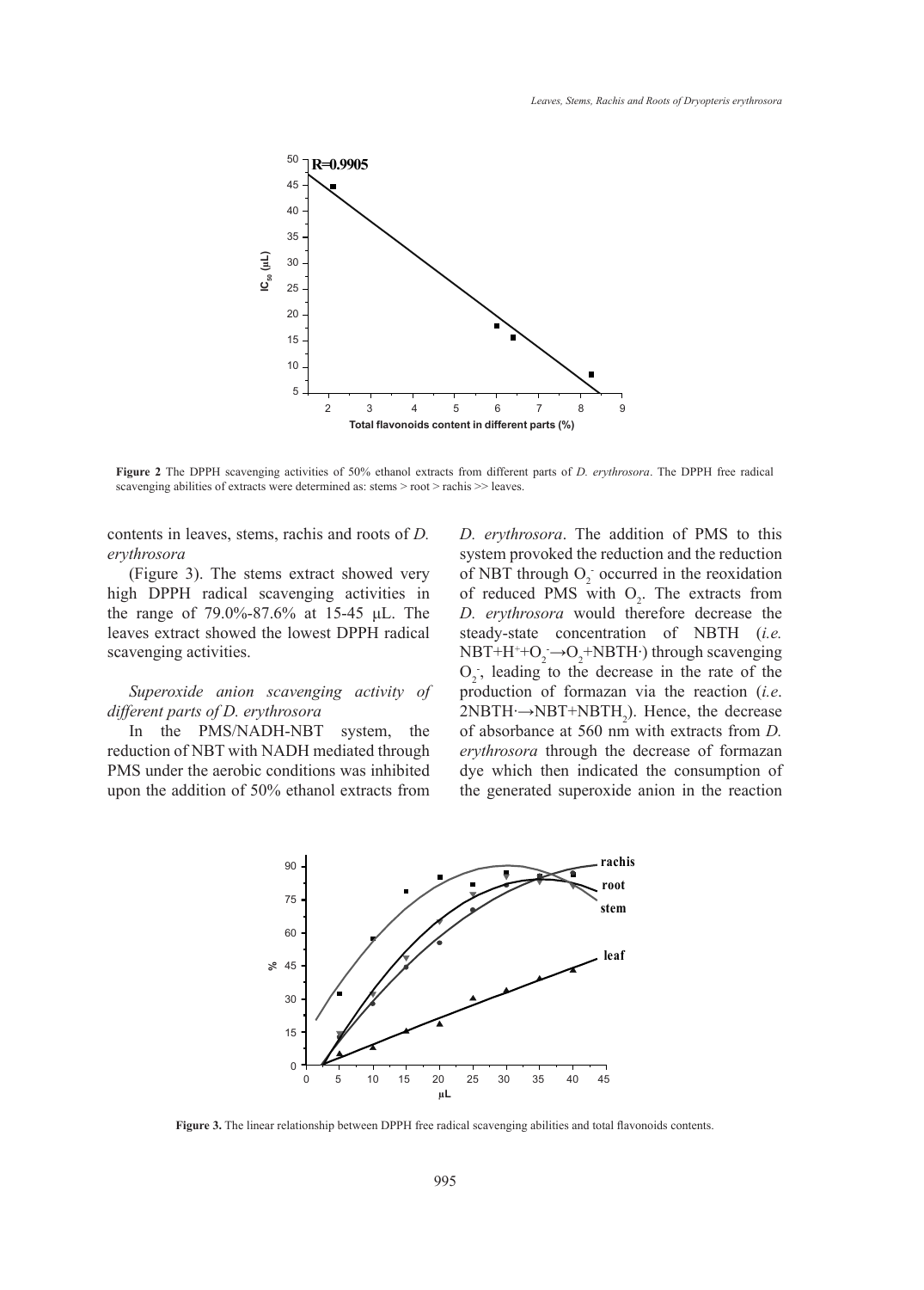**Figure 2** The DPPH scavenging activities of 50% ethanol extracts from different parts of *D. erythrosora*. The DPPH free radical scavenging abilities of extracts were determined as: stems > root > rachis >> leaves.

contents in leaves, stems, rachis and roots of *D. erythrosora*

(Figure 3). The stems extract showed very high DPPH radical scavenging activities in the range of 79.0%-87.6% at 15-45 μL. The leaves extract showed the lowest DPPH radical scavenging activities.

*Superoxide anion scavenging activity of different parts of D. erythrosora*

In the PMS/NADH-NBT system, the reduction of NBT with NADH mediated through PMS under the aerobic conditions was inhibited upon the addition of 50% ethanol extracts from *D. erythrosora*. The addition of PMS to this system provoked the reduction and the reduction of NBT through $O_2^-$ occurred in the reoxidation of reduced PMS with $O_2$. The extracts from *D. erythrosora* would therefore decrease the steady-state concentration of NBTH (*i.e.* $NBT+H^++O_2^- \rightarrow O_2+NBTH\cdot$) through scavenging $O_2^-$, leading to the decrease in the rate of the production of formazan via the reaction (*i.e.* $2NBTH\cdot \rightarrow NBT+NBTH_2$). Hence, the decrease of absorbance at 560 nm with extracts from *D. erythrosora* through the decrease of formazan dye which then indicated the consumption of the generated superoxide anion in the reaction

**Figure 3.** The linear relationship between DPPH free radical scavenging abilities and total flavonoids contents.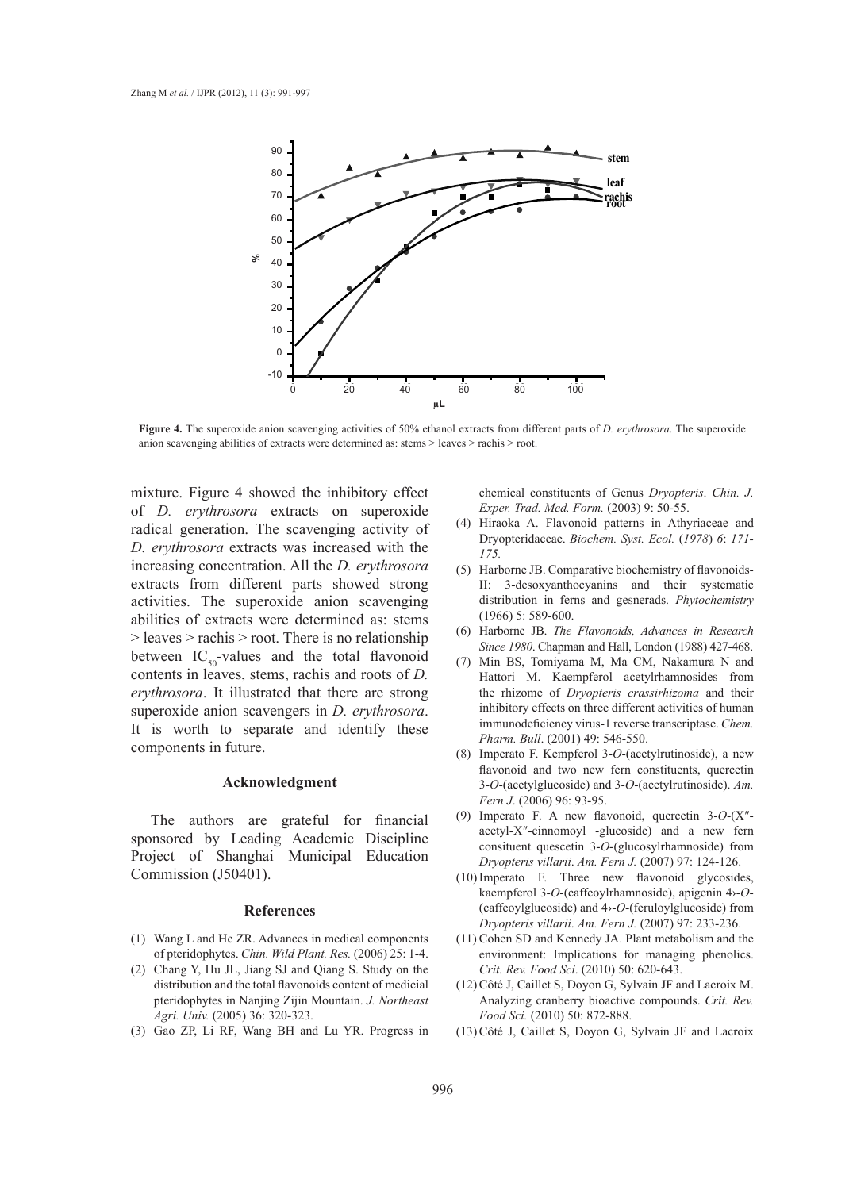**Figure 4.** The superoxide anion scavenging activities of 50% ethanol extracts from different parts of *D. erythrosora*. The superoxide anion scavenging abilities of extracts were determined as: stems > leaves > rachis > root.

mixture. Figure 4 showed the inhibitory effect of *D. erythrosora* extracts on superoxide radical generation. The scavenging activity of *D. erythrosora* extracts was increased with the increasing concentration. All the *D. erythrosora* extracts from different parts showed strong activities. The superoxide anion scavenging abilities of extracts were determined as: stems > leaves > rachis > root. There is no relationship between $IC_{50}$-values and the total flavonoid contents in leaves, stems, rachis and roots of *D. erythrosora*. It illustrated that there are strong superoxide anion scavengers in *D. erythrosora*. It is worth to separate and identify these components in future.

## Acknowledgment

The authors are grateful for financial sponsored by Leading Academic Discipline Project of Shanghai Municipal Education Commission (J50401).

## References

(1) Wang L and He ZR. Advances in medical components of pteridophytes. *Chin. Wild Plant. Res.* (2006) 25: 1-4.

(2) Chang Y, Hu JL, Jiang SJ and Qiang S. Study on the distribution and the total flavonoids content of medicial pteridophytes in Nanjing Zijin Mountain. *J. Northeast Agri. Univ.* (2005) 36: 320-323.

(3) Gao ZP, Li RF, Wang BH and Lu YR. Progress in chemical constituents of Genus *Dryopteris*. *Chin. J. Exper. Trad. Med. Form.* (2003) 9: 50-55.

(4) Hiraoka A. Flavonoid patterns in Athyriaceae and Dryopteridaceae. *Biochem. Syst. Ecol.* (*1978*) *6*: *171-175.*

(5) Harborne JB. Comparative biochemistry of flavonoids-II: 3-desoxyanthocyanins and their systematic distribution in ferns and gesnerads. *Phytochemistry* (1966) 5: 589-600.

(6) Harborne JB. *The Flavonoids, Advances in Research Since 1980*. Chapman and Hall, London (1988) 427-468.

(7) Min BS, Tomiyama M, Ma CM, Nakamura N and Hattori M. Kaempferol acetylrhamnosides from the rhizome of *Dryopteris crassirhizoma* and their inhibitory effects on three different activities of human immunodeficiency virus-1 reverse transcriptase. *Chem. Pharm. Bull*. (2001) 49: 546-550.

(8) Imperato F. Kempferol 3-*O*-(acetylrutinoside), a new flavonoid and two new fern constituents, quercetin 3-*O*-(acetylglucoside) and 3-*O*-(acetylrutinoside). *Am. Fern J*. (2006) 96: 93-95.

(9) Imperato F. A new flavonoid, quercetin 3-*O*-(X″-acetyl-X″-cinnomoyl -glucoside) and a new fern consituent quescetin 3-*O*-(glucosylrhamnoside) from *Dryopteris villarii*. *Am. Fern J.* (2007) 97: 124-126.

(10) Imperato F. Three new flavonoid glycosides, kaempferol 3-*O*-(caffeoylrhamnoside), apigenin 4›-*O*-(caffeoylglucoside) and 4›-*O*-(feruloylglucoside) from *Dryopteris villarii*. *Am. Fern J.* (2007) 97: 233-236.

(11) Cohen SD and Kennedy JA. Plant metabolism and the environment: Implications for managing phenolics. *Crit. Rev. Food Sci*. (2010) 50: 620-643.

(12) Côté J, Caillet S, Doyon G, Sylvain JF and Lacroix M. Analyzing cranberry bioactive compounds. *Crit. Rev. Food Sci.* (2010) 50: 872-888.

(13) Côté J, Caillet S, Doyon G, Sylvain JF and Lacroix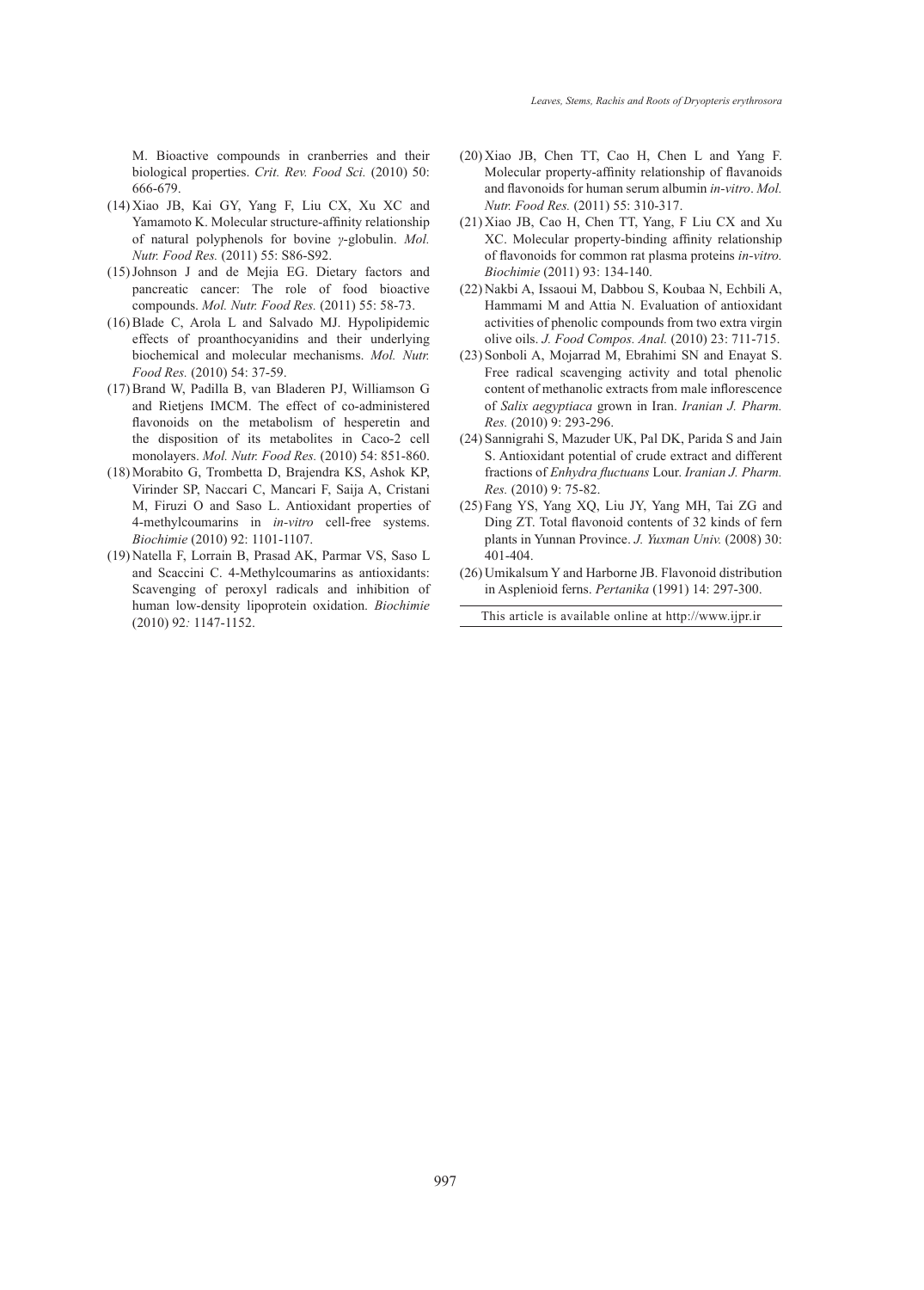M. Bioactive compounds in cranberries and their biological properties. *Crit. Rev. Food Sci.* (2010) 50: 666-679.

(14) Xiao JB, Kai GY, Yang F, Liu CX, Xu XC and Yamamoto K. Molecular structure-affinity relationship of natural polyphenols for bovine γ-globulin. *Mol. Nutr. Food Res.* (2011) 55: S86-S92.

(15) Johnson J and de Mejia EG. Dietary factors and pancreatic cancer: The role of food bioactive compounds. *Mol. Nutr. Food Res.* (2011) 55: 58-73.

(16) Blade C, Arola L and Salvado MJ. Hypolipidemic effects of proanthocyanidins and their underlying biochemical and molecular mechanisms. *Mol. Nutr. Food Res.* (2010) 54: 37-59.

(17) Brand W, Padilla B, van Bladeren PJ, Williamson G and Rietjens IMCM. The effect of co-administered flavonoids on the metabolism of hesperetin and the disposition of its metabolites in Caco-2 cell monolayers. *Mol. Nutr. Food Res.* (2010) 54: 851-860.

(18) Morabito G, Trombetta D, Brajendra KS, Ashok KP, Virinder SP, Naccari C, Mancari F, Saija A, Cristani M, Firuzi O and Saso L. Antioxidant properties of 4-methylcoumarins in *in-vitro* cell-free systems. *Biochimie* (2010) 92: 1101-1107.

(19) Natella F, Lorrain B, Prasad AK, Parmar VS, Saso L and Scaccini C. 4-Methylcoumarins as antioxidants: Scavenging of peroxyl radicals and inhibition of human low-density lipoprotein oxidation. *Biochimie* (2010) 92*:* 1147-1152.

(20) Xiao JB, Chen TT, Cao H, Chen L and Yang F. Molecular property-affinity relationship of flavanoids and flavonoids for human serum albumin *in-vitro*. *Mol. Nutr. Food Res.* (2011) 55: 310-317.

(21) Xiao JB, Cao H, Chen TT, Yang, F Liu CX and Xu XC. Molecular property-binding affinity relationship of flavonoids for common rat plasma proteins *in-vitro. Biochimie* (2011) 93: 134-140.

(22) Nakbi A, Issaoui M, Dabbou S, Koubaa N, Echbili A, Hammami M and Attia N. Evaluation of antioxidant activities of phenolic compounds from two extra virgin olive oils. *J. Food Compos. Anal.* (2010) 23: 711-715.

(23) Sonboli A, Mojarrad M, Ebrahimi SN and Enayat S. Free radical scavenging activity and total phenolic content of methanolic extracts from male inflorescence of *Salix aegyptiaca* grown in Iran. *Iranian J. Pharm. Res.* (2010) 9: 293-296.

(24) Sannigrahi S, Mazuder UK, Pal DK, Parida S and Jain S. Antioxidant potential of crude extract and different fractions of *Enhydra fluctuans* Lour. *Iranian J. Pharm. Res.* (2010) 9: 75-82.

(25) Fang YS, Yang XQ, Liu JY, Yang MH, Tai ZG and Ding ZT. Total flavonoid contents of 32 kinds of fern plants in Yunnan Province. *J. Yuxman Univ.* (2008) 30: 401-404.

(26) Umikalsum Y and Harborne JB. Flavonoid distribution in Asplenioid ferns. *Pertanika* (1991) 14: 297-300.

This article is available online at http://www.ijpr.ir